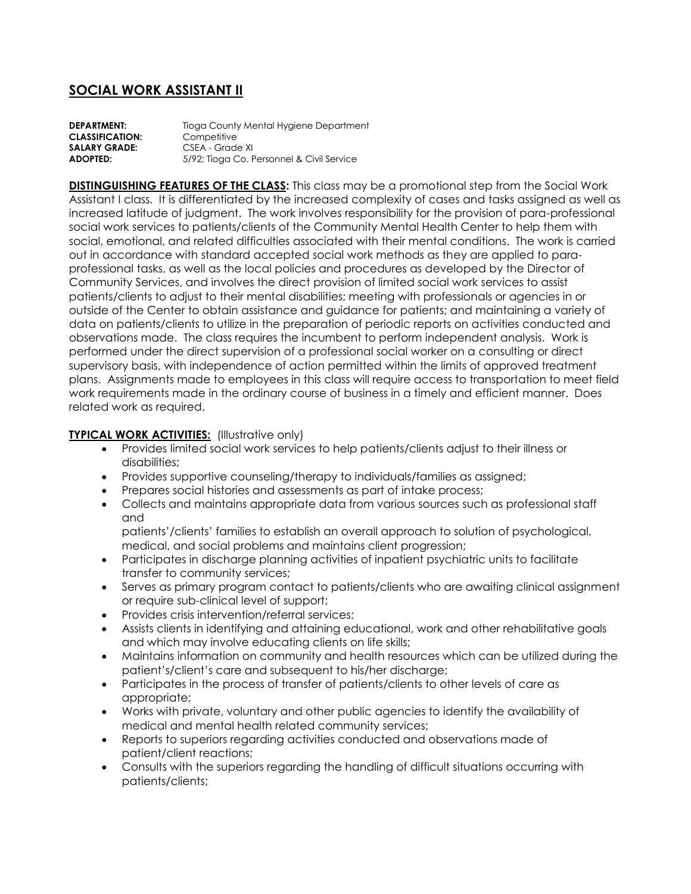# SOCIAL WORK ASSISTANT II

**DEPARTMENT:** Tioga County Mental Hygiene Department
**CLASSIFICATION:** Competitive
**SALARY GRADE:** CSEA - Grade XI
**ADOPTED:** 5/92; Tioga Co. Personnel & Civil Service

**DISTINGUISHING FEATURES OF THE CLASS:** This class may be a promotional step from the Social Work Assistant I class. It is differentiated by the increased complexity of cases and tasks assigned as well as increased latitude of judgment. The work involves responsibility for the provision of para-professional social work services to patients/clients of the Community Mental Health Center to help them with social, emotional, and related difficulties associated with their mental conditions. The work is carried out in accordance with standard accepted social work methods as they are applied to para-professional tasks, as well as the local policies and procedures as developed by the Director of Community Services, and involves the direct provision of limited social work services to assist patients/clients to adjust to their mental disabilities; meeting with professionals or agencies in or outside of the Center to obtain assistance and guidance for patients; and maintaining a variety of data on patients/clients to utilize in the preparation of periodic reports on activities conducted and observations made. The class requires the incumbent to perform independent analysis. Work is performed under the direct supervision of a professional social worker on a consulting or direct supervisory basis, with independence of action permitted within the limits of approved treatment plans. Assignments made to employees in this class will require access to transportation to meet field work requirements made in the ordinary course of business in a timely and efficient manner. Does related work as required.

**TYPICAL WORK ACTIVITIES:** (Illustrative only)

- Provides limited social work services to help patients/clients adjust to their illness or disabilities;
- Provides supportive counseling/therapy to individuals/families as assigned;
- Prepares social histories and assessments as part of intake process;
- Collects and maintains appropriate data from various sources such as professional staff and patients'/clients' families to establish an overall approach to solution of psychological, medical, and social problems and maintains client progression;
- Participates in discharge planning activities of inpatient psychiatric units to facilitate transfer to community services;
- Serves as primary program contact to patients/clients who are awaiting clinical assignment or require sub-clinical level of support;
- Provides crisis intervention/referral services;
- Assists clients in identifying and attaining educational, work and other rehabilitative goals and which may involve educating clients on life skills;
- Maintains information on community and health resources which can be utilized during the patient's/client's care and subsequent to his/her discharge;
- Participates in the process of transfer of patients/clients to other levels of care as appropriate;
- Works with private, voluntary and other public agencies to identify the availability of medical and mental health related community services;
- Reports to superiors regarding activities conducted and observations made of patient/client reactions;
- Consults with the superiors regarding the handling of difficult situations occurring with patients/clients;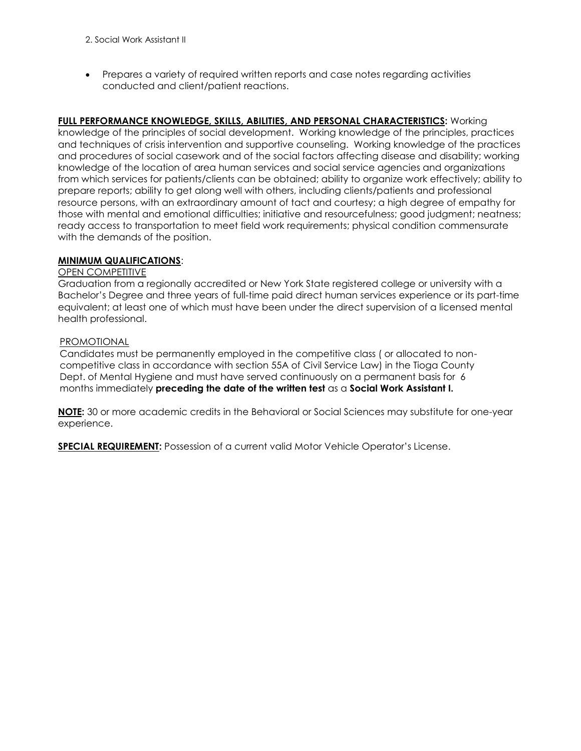- Prepares a variety of required written reports and case notes regarding activities conducted and client/patient reactions.

**FULL PERFORMANCE KNOWLEDGE, SKILLS, ABILITIES, AND PERSONAL CHARACTERISTICS:** Working knowledge of the principles of social development. Working knowledge of the principles, practices and techniques of crisis intervention and supportive counseling. Working knowledge of the practices and procedures of social casework and of the social factors affecting disease and disability; working knowledge of the location of area human services and social service agencies and organizations from which services for patients/clients can be obtained; ability to organize work effectively; ability to prepare reports; ability to get along well with others, including clients/patients and professional resource persons, with an extraordinary amount of tact and courtesy; a high degree of empathy for those with mental and emotional difficulties; initiative and resourcefulness; good judgment; neatness; ready access to transportation to meet field work requirements; physical condition commensurate with the demands of the position.

**MINIMUM QUALIFICATIONS**:

OPEN COMPETITIVE

Graduation from a regionally accredited or New York State registered college or university with a Bachelor's Degree and three years of full-time paid direct human services experience or its part-time equivalent; at least one of which must have been under the direct supervision of a licensed mental health professional.

PROMOTIONAL

Candidates must be permanently employed in the competitive class ( or allocated to non-competitive class in accordance with section 55A of Civil Service Law) in the Tioga County Dept. of Mental Hygiene and must have served continuously on a permanent basis for 6 months immediately **preceding the date of the written test** as a **Social Work Assistant I.**

**NOTE:** 30 or more academic credits in the Behavioral or Social Sciences may substitute for one-year experience.

**SPECIAL REQUIREMENT:** Possession of a current valid Motor Vehicle Operator's License.